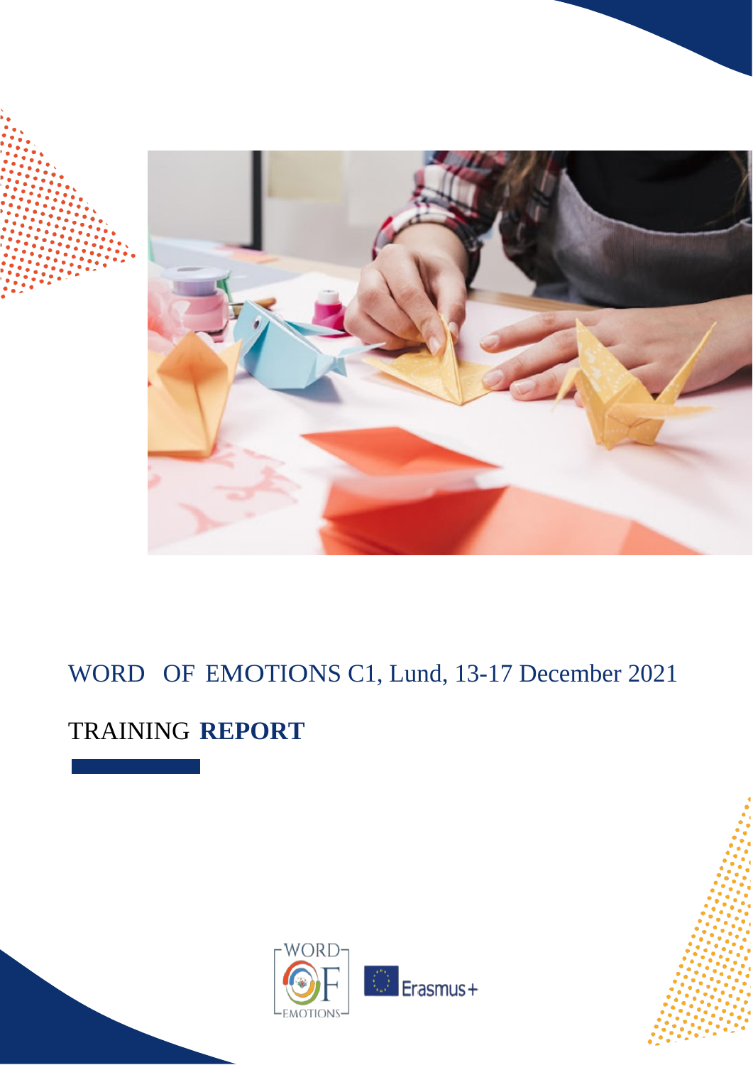# WORD OF EMOTIONS C1, Lund, 13-17 December 2021

## TRAINING **REPORT**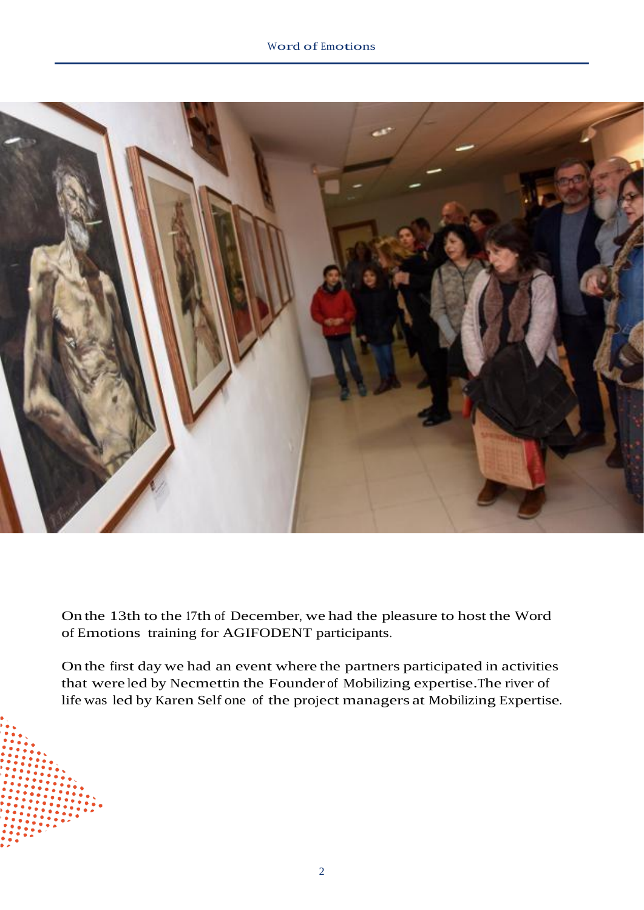On the 13th to the 17th of December, we had the pleasure to host the Word of Emotions training for AGIFODENT participants.

On the first day we had an event where the partners participated in activities that were led by Necmettin the Founder of Mobilizing expertise.The river of life was led by Karen Self one of the project managers at Mobilizing Expertise.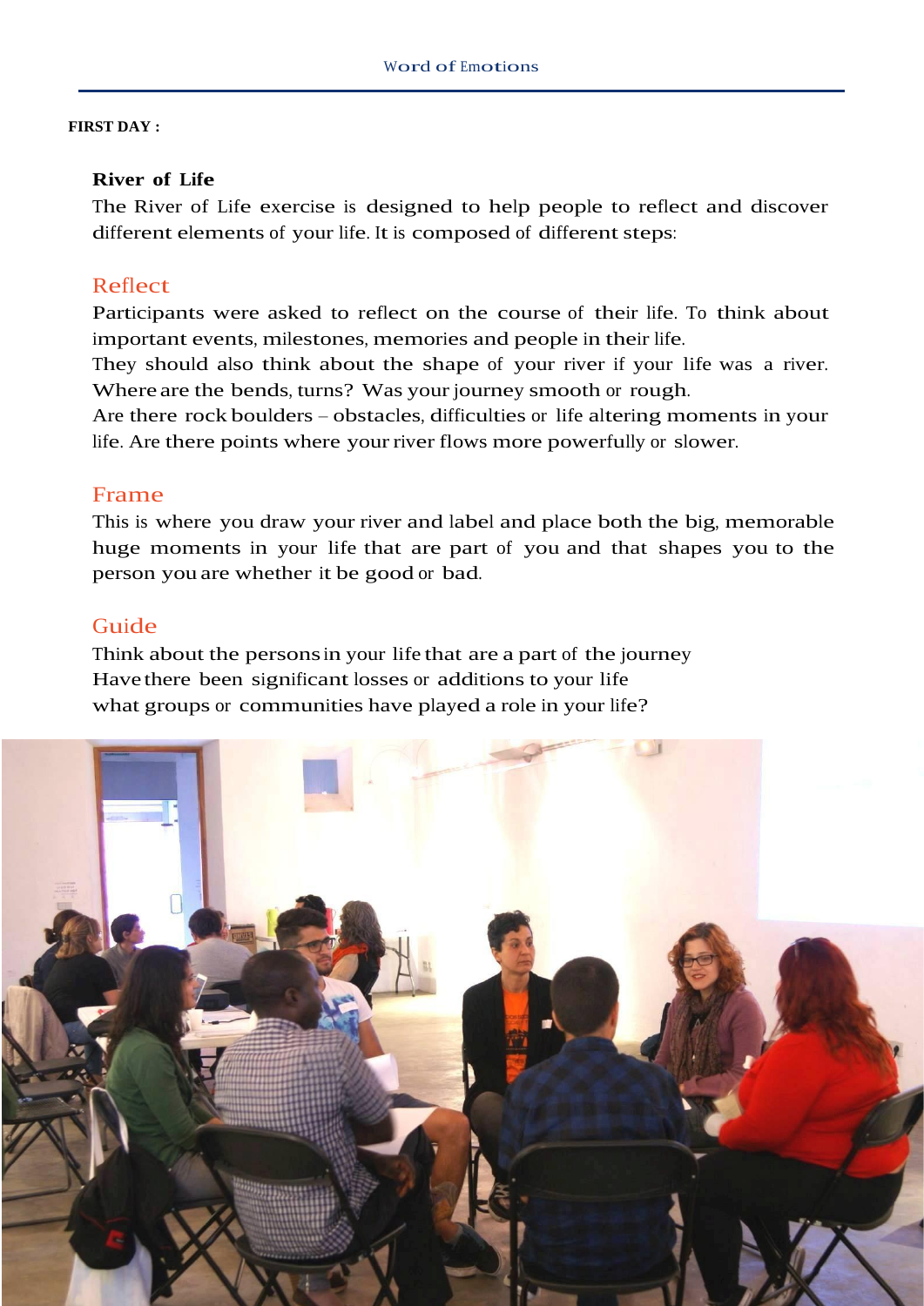**FIRST DAY :**

## River of Life

The River of Life exercise is designed to help people to reflect and discover different elements of your life. It is composed of different steps:

### Reflect

Participants were asked to reflect on the course of their life. To think about important events, milestones, memories and people in their life.
They should also think about the shape of your river if your life was a river. Where are the bends, turns? Was your journey smooth or rough.
Are there rock boulders – obstacles, difficulties or life altering moments in your life. Are there points where your river flows more powerfully or slower.

### Frame

This is where you draw your river and label and place both the big, memorable huge moments in your life that are part of you and that shapes you to the person you are whether it be good or bad.

### Guide

Think about the persons in your life that are a part of the journey
Have there been significant losses or additions to your life
what groups or communities have played a role in your life?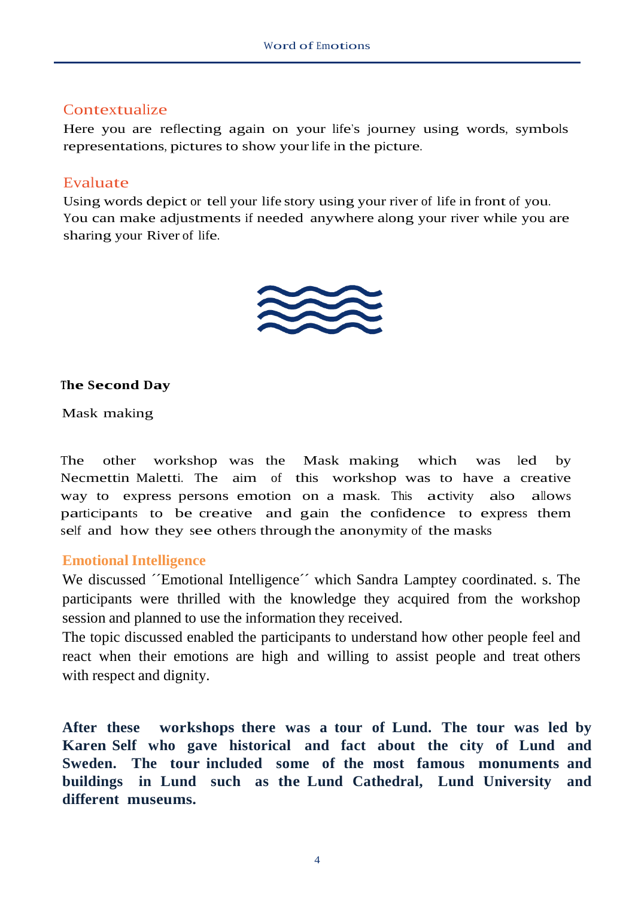## Contextualize

Here you are reflecting again on your life's journey using words, symbols representations, pictures to show your life in the picture.

## Evaluate

Using words depict or tell your life story using your river of life in front of you. You can make adjustments if needed anywhere along your river while you are sharing your River of life.

**The Second Day**

Mask making

The other workshop was the Mask making which was led by Necmettin Maletti. The aim of this workshop was to have a creative way to express persons emotion on a mask. This activity also allows participants to be creative and gain the confidence to express them self and how they see others through the anonymity of the masks

## Emotional Intelligence

We discussed ´´Emotional Intelligence´´ which Sandra Lamptey coordinated. s. The participants were thrilled with the knowledge they acquired from the workshop session and planned to use the information they received.

The topic discussed enabled the participants to understand how other people feel and react when their emotions are high and willing to assist people and treat others with respect and dignity.

**After these workshops there was a tour of Lund. The tour was led by Karen Self who gave historical and fact about the city of Lund and Sweden. The tour included some of the most famous monuments and buildings in Lund such as the Lund Cathedral, Lund University and different museums.**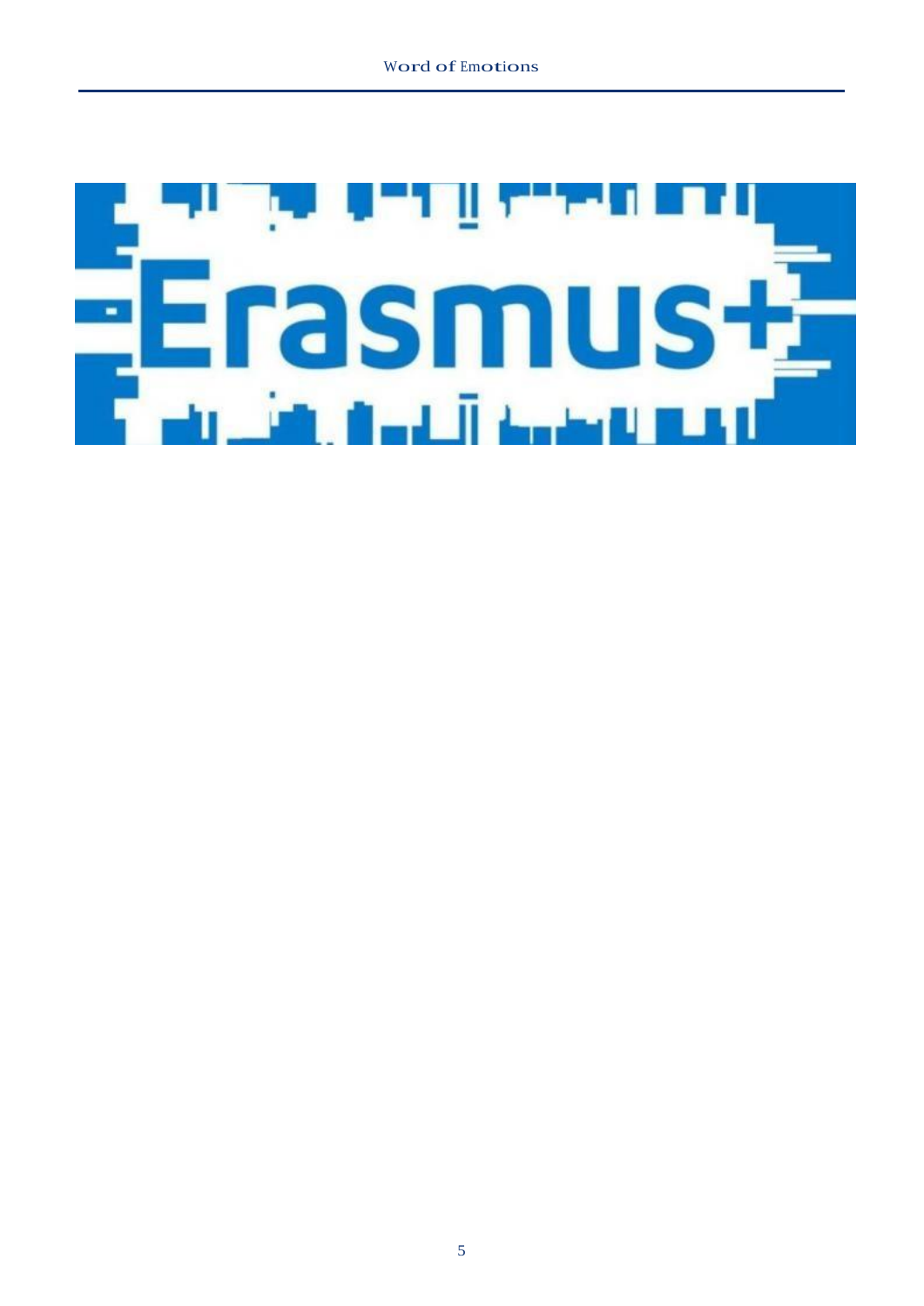Erasmus+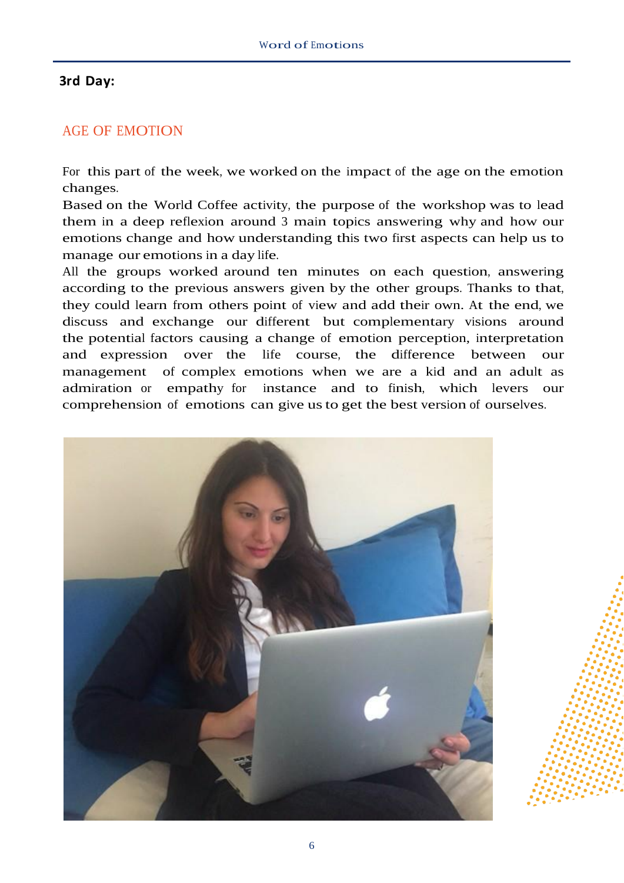## 3rd Day:

### AGE OF EMOTION

For this part of the week, we worked on the impact of the age on the emotion changes.

Based on the World Coffee activity, the purpose of the workshop was to lead them in a deep reflexion around 3 main topics answering why and how our emotions change and how understanding this two first aspects can help us to manage our emotions in a day life.

All the groups worked around ten minutes on each question, answering according to the previous answers given by the other groups. Thanks to that, they could learn from others point of view and add their own. At the end, we discuss and exchange our different but complementary visions around the potential factors causing a change of emotion perception, interpretation and expression over the life course, the difference between our management of complex emotions when we are a kid and an adult as admiration or empathy for instance and to finish, which levers our comprehension of emotions can give us to get the best version of ourselves.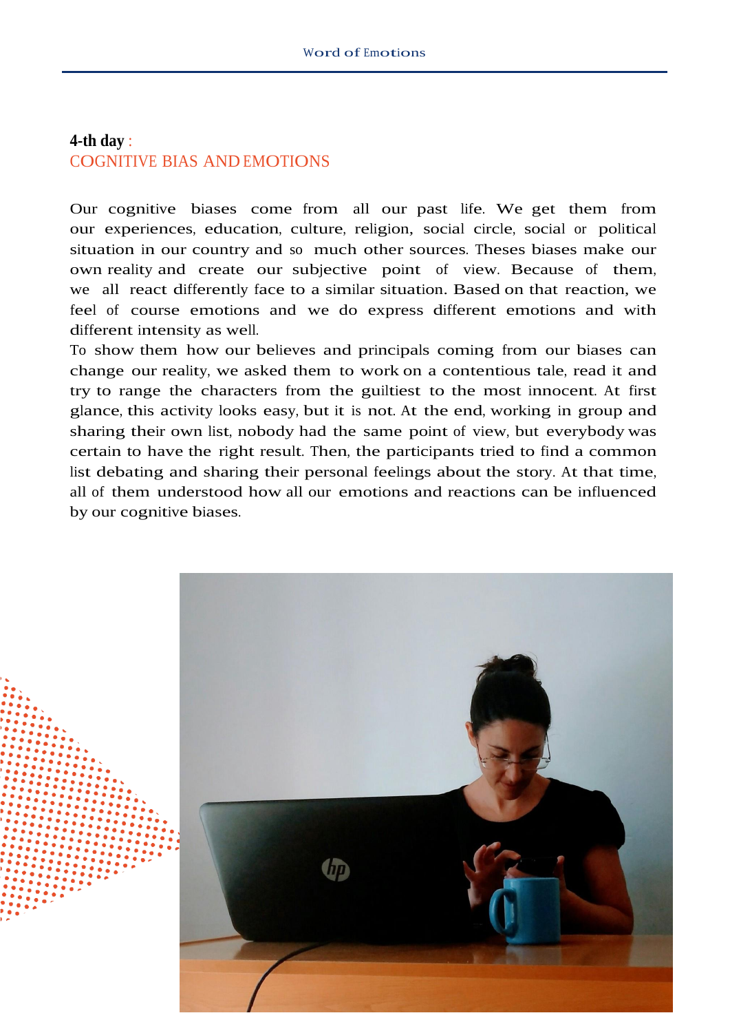**4-th day** :
COGNITIVE BIAS AND EMOTIONS

Our cognitive biases come from all our past life. We get them from our experiences, education, culture, religion, social circle, social or political situation in our country and so much other sources. Theses biases make our own reality and create our subjective point of view. Because of them, we all react differently face to a similar situation. Based on that reaction, we feel of course emotions and we do express different emotions and with different intensity as well.

To show them how our believes and principals coming from our biases can change our reality, we asked them to work on a contentious tale, read it and try to range the characters from the guiltiest to the most innocent. At first glance, this activity looks easy, but it is not. At the end, working in group and sharing their own list, nobody had the same point of view, but everybody was certain to have the right result. Then, the participants tried to find a common list debating and sharing their personal feelings about the story. At that time, all of them understood how all our emotions and reactions can be influenced by our cognitive biases.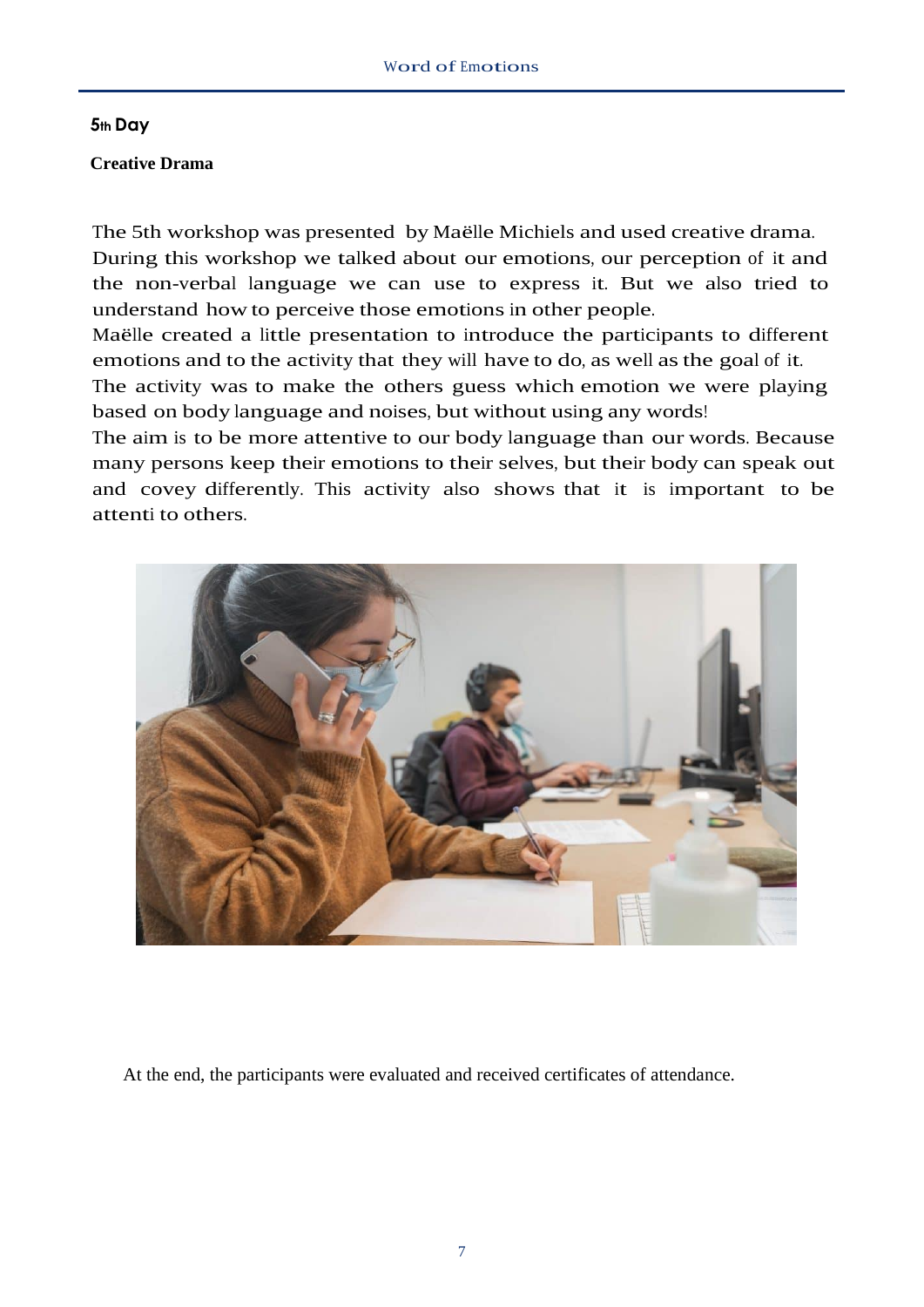## 5th Day

**Creative Drama**

The 5th workshop was presented by Maëlle Michiels and used creative drama. During this workshop we talked about our emotions, our perception of it and the non-verbal language we can use to express it. But we also tried to understand how to perceive those emotions in other people.
Maëlle created a little presentation to introduce the participants to different emotions and to the activity that they will have to do, as well as the goal of it.
The activity was to make the others guess which emotion we were playing based on body language and noises, but without using any words!
The aim is to be more attentive to our body language than our words. Because many persons keep their emotions to their selves, but their body can speak out and covey differently. This activity also shows that it is important to be attenti to others.

At the end, the participants were evaluated and received certificates of attendance.